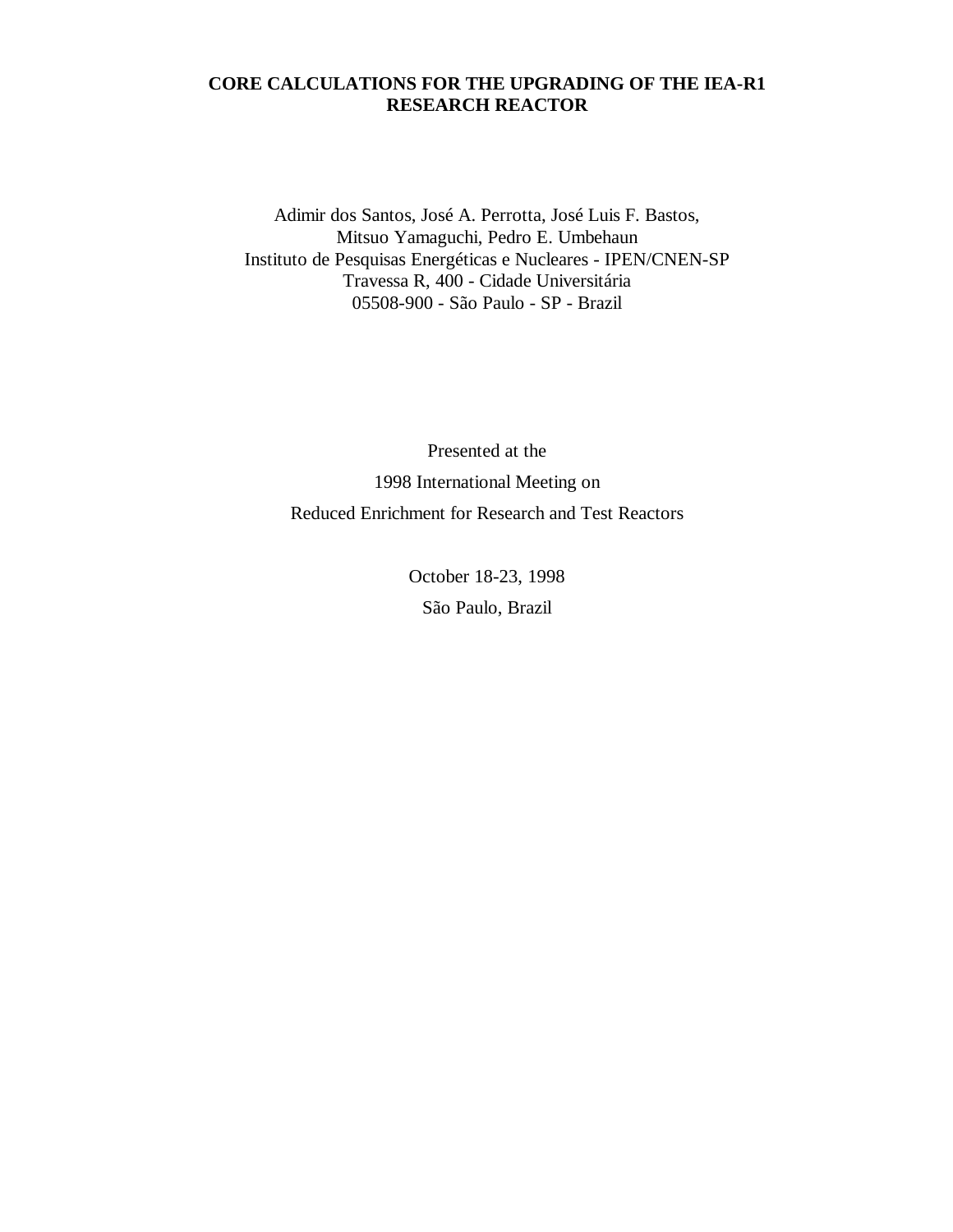# CORE CALCULATIONS FOR THE UPGRADING OF THE IEA-R1 RESEARCH REACTOR

Adimir dos Santos, José A. Perrotta, José Luis F. Bastos,
Mitsuo Yamaguchi, Pedro E. Umbehaun
Instituto de Pesquisas Energéticas e Nucleares - IPEN/CNEN-SP
Travessa R, 400 - Cidade Universitária
05508-900 - São Paulo - SP - Brazil

Presented at the
1998 International Meeting on
Reduced Enrichment for Research and Test Reactors

October 18-23, 1998
São Paulo, Brazil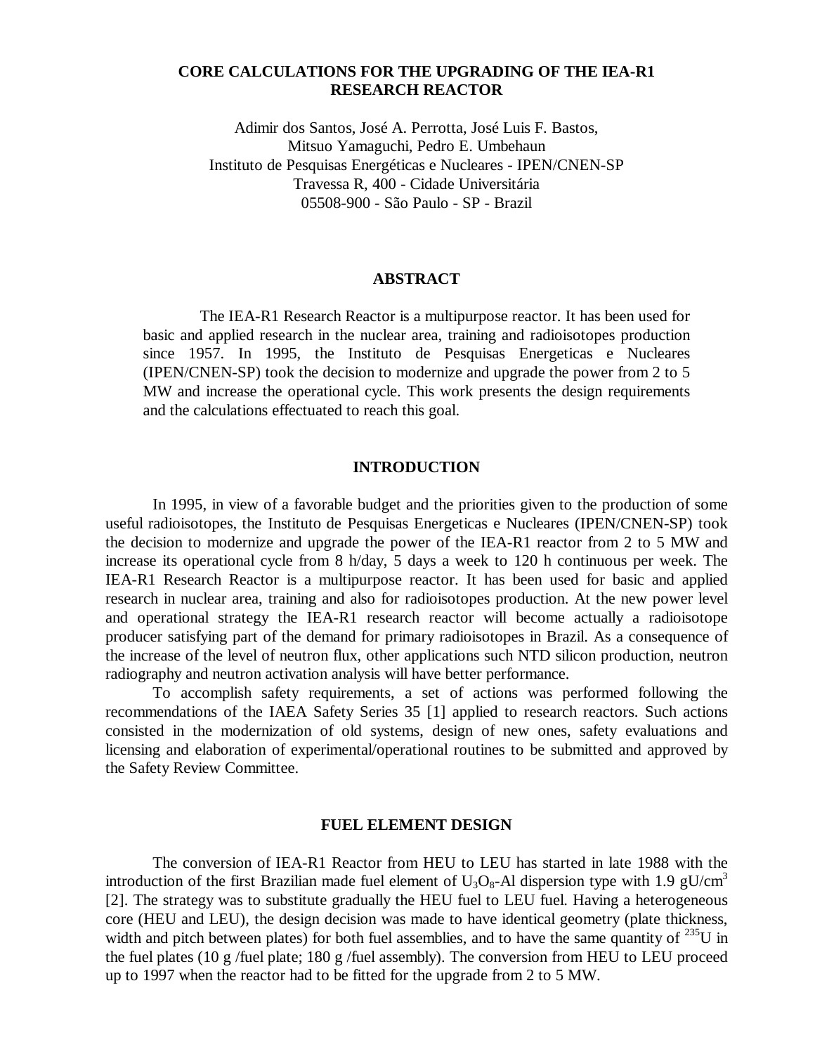# CORE CALCULATIONS FOR THE UPGRADING OF THE IEA-R1 RESEARCH REACTOR

Adimir dos Santos, José A. Perrotta, José Luis F. Bastos,
Mitsuo Yamaguchi, Pedro E. Umbehaun
Instituto de Pesquisas Energéticas e Nucleares - IPEN/CNEN-SP
Travessa R, 400 - Cidade Universitária
05508-900 - São Paulo - SP - Brazil

## ABSTRACT

The IEA-R1 Research Reactor is a multipurpose reactor. It has been used for basic and applied research in the nuclear area, training and radioisotopes production since 1957. In 1995, the Instituto de Pesquisas Energeticas e Nucleares (IPEN/CNEN-SP) took the decision to modernize and upgrade the power from 2 to 5 MW and increase the operational cycle. This work presents the design requirements and the calculations effectuated to reach this goal.

## INTRODUCTION

In 1995, in view of a favorable budget and the priorities given to the production of some useful radioisotopes, the Instituto de Pesquisas Energeticas e Nucleares (IPEN/CNEN-SP) took the decision to modernize and upgrade the power of the IEA-R1 reactor from 2 to 5 MW and increase its operational cycle from 8 h/day, 5 days a week to 120 h continuous per week. The IEA-R1 Research Reactor is a multipurpose reactor. It has been used for basic and applied research in nuclear area, training and also for radioisotopes production. At the new power level and operational strategy the IEA-R1 research reactor will become actually a radioisotope producer satisfying part of the demand for primary radioisotopes in Brazil. As a consequence of the increase of the level of neutron flux, other applications such NTD silicon production, neutron radiography and neutron activation analysis will have better performance.

To accomplish safety requirements, a set of actions was performed following the recommendations of the IAEA Safety Series 35 [1] applied to research reactors. Such actions consisted in the modernization of old systems, design of new ones, safety evaluations and licensing and elaboration of experimental/operational routines to be submitted and approved by the Safety Review Committee.

## FUEL ELEMENT DESIGN

The conversion of IEA-R1 Reactor from HEU to LEU has started in late 1988 with the introduction of the first Brazilian made fuel element of $U_3O_8$-Al dispersion type with 1.9 $gU/cm^3$ [2]. The strategy was to substitute gradually the HEU fuel to LEU fuel. Having a heterogeneous core (HEU and LEU), the design decision was made to have identical geometry (plate thickness, width and pitch between plates) for both fuel assemblies, and to have the same quantity of $^{235}U$ in the fuel plates (10 g /fuel plate; 180 g /fuel assembly). The conversion from HEU to LEU proceed up to 1997 when the reactor had to be fitted for the upgrade from 2 to 5 MW.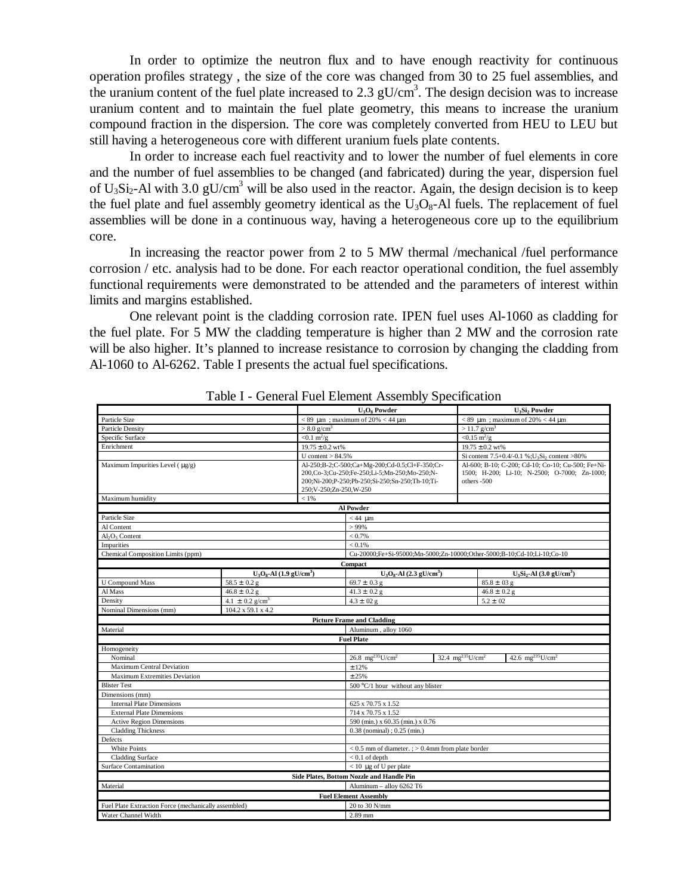In order to optimize the neutron flux and to have enough reactivity for continuous operation profiles strategy , the size of the core was changed from 30 to 25 fuel assemblies, and the uranium content of the fuel plate increased to 2.3 $gU/cm^3$. The design decision was to increase uranium content and to maintain the fuel plate geometry, this means to increase the uranium compound fraction in the dispersion. The core was completely converted from HEU to LEU but still having a heterogeneous core with different uranium fuels plate contents.

In order to increase each fuel reactivity and to lower the number of fuel elements in core and the number of fuel assemblies to be changed (and fabricated) during the year, dispersion fuel of $U_3Si_2$-Al with 3.0 $gU/cm^3$ will be also used in the reactor. Again, the design decision is to keep the fuel plate and fuel assembly geometry identical as the $U_3O_8$-Al fuels. The replacement of fuel assemblies will be done in a continuous way, having a heterogeneous core up to the equilibrium core.

In increasing the reactor power from 2 to 5 MW thermal /mechanical /fuel performance corrosion / etc. analysis had to be done. For each reactor operational condition, the fuel assembly functional requirements were demonstrated to be attended and the parameters of interest within limits and margins established.

One relevant point is the cladding corrosion rate. IPEN fuel uses Al-1060 as cladding for the fuel plate. For 5 MW the cladding temperature is higher than 2 MW and the corrosion rate will be also higher. It's planned to increase resistance to corrosion by changing the cladding from Al-1060 to Al-6262. Table I presents the actual fuel specifications.

Table I - General Fuel Element Assembly Specification

| | $U_3O_8$ Powder | $U_3Si_2$ Powder |
|---|---|---|
| Particle Size | < 89 μm ; maximum of 20% < 44 μm | < 89 μm ; maximum of 20% < 44 μm |
| Particle Density | > 8.0 $g/cm^3$ | > 11.7 $g/cm^3$ |
| Specific Surface | <0.1 $m^2/g$ | <0.15 $m^2/g$ |
| Enrichment | 19.75 ± 0.2 wt% | 19.75 ± 0.2 wt% |
| | U content > 84.5% | Si content 7.5+0.4/-0.1 %;$U_3Si_2$ content >80% |
| Maximum Impurities Level ( μg/g) | Al-250;B-2;C-500;Ca+Mg-200;Cd-0.5;Cl+F-350;Cr-200,Co-3;Cu-250;Fe-250;Li-5;Mn-250;Mo-250;N-200;Ni-200;P-250;Pb-250;Si-250;Sn-250;Th-10;Ti-250;V-250;Zn-250,W-250 | Al-600; B-10; C-200; Cd-10; Co-10; Cu-500; Fe+Ni-1500; H-200; Li-10; N-2500; O-7000; Zn-1000; others -500 |
| Maximum humidity | < 1% | |

| **Al Powder** | |
|---|---|
| Particle Size | < 44 μm |
| Al Content | > 99% |
| $Al_2O_3$ Content | < 0.7% |
| Impurities | < 0.1% |
| Chemical Composition Limits (ppm) | Cu-20000;Fe+Si-95000;Mn-5000;Zn-10000;Other-5000;B-10;Cd-10;Li-10;Co-10 |

| **Compact** | $U_3O_8$-Al (1.9 $gU/cm^3$) | $U_3O_8$-Al (2.3 $gU/cm^3$) | $U_3Si_2$-Al (3.0 $gU/cm^3$) |
|---|---|---|---|
| U Compound Mass | 58.5 ± 0.2 g | 69.7 ± 0.3 g | 85.8 ± 03 g |
| Al Mass | 46.8 ± 0.2 g | 41.3 ± 0.2 g | 46.8 ± 0.2 g |
| Density | 4.1 ± 0.2 $g/cm^3$ | 4.3 ± 02 g | 5.2 ± 02 |
| Nominal Dimensions (mm) | 104.2 x 59.1 x 4.2 | | |

| **Picture Frame and Cladding** | | | |
|---|---|---|---|
| Material | Aluminum , alloy 1060 | | |
| **Fuel Plate** | | | |
| Homogeneity | | | |
| Nominal | 26.8 $mg^{235}U/cm^2$ | 32.4 $mg^{235}U/cm^2$ | 42.6 $mg^{235}U/cm^2$ |
| Maximum Central Deviation | ± 12% | | |
| Maximum Extremities Deviation | ± 25% | | |
| Blister Test | 500 °C/1 hour without any blister | | |
| Dimensions (mm) | | | |
| Internal Plate Dimensions | 625 x 70.75 x 1.52 | | |
| External Plate Dimensions | 714 x 70.75 x 1.52 | | |
| Active Region Dimensions | 590 (min.) x 60.35 (min.) x 0.76 | | |
| Cladding Thickness | 0.38 (nominal) ; 0.25 (min.) | | |
| Defects | | | |
| White Points | < 0.5 mm of diameter. ; > 0.4mm from plate border | | |
| Cladding Surface | < 0.1 of depth | | |
| Surface Contamination | < 10 μg of U per plate | | |
| **Side Plates, Bottom Nozzle and Handle Pin** | | | |
| Material | Aluminum – alloy 6262 T6 | | |
| **Fuel Element Assembly** | | | |
| Fuel Plate Extraction Force (mechanically assembled) | 20 to 30 N/mm | | |
| Water Channel Width | 2.89 mm | | |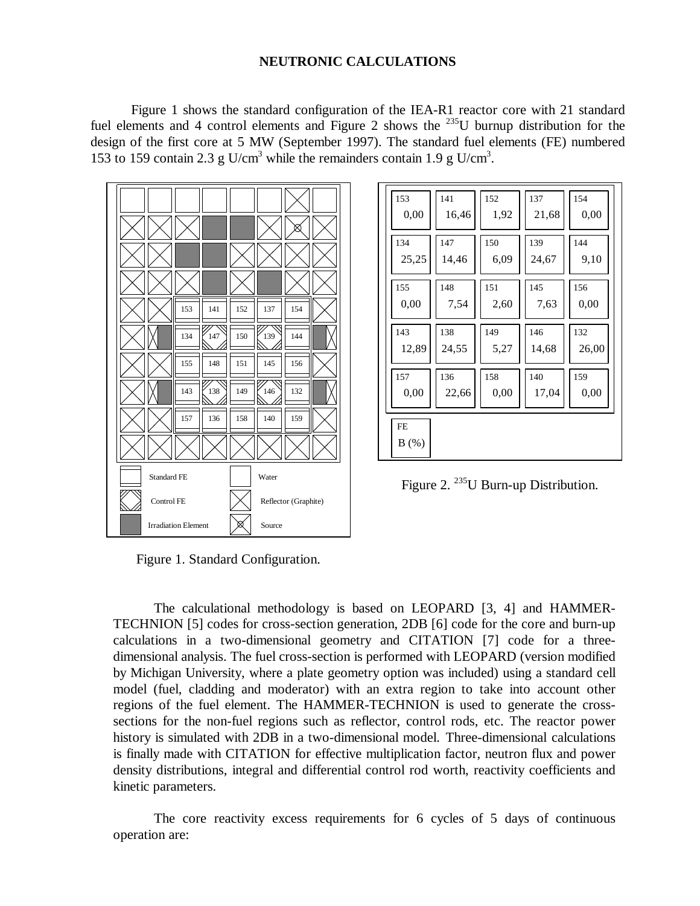### NEUTRONIC CALCULATIONS

Figure 1 shows the standard configuration of the IEA-R1 reactor core with 21 standard fuel elements and 4 control elements and Figure 2 shows the $^{235}U$ burnup distribution for the design of the first core at 5 MW (September 1997). The standard fuel elements (FE) numbered 153 to 159 contain 2.3 g U/cm$^3$ while the remainders contain 1.9 g U/cm$^3$.

Figure 1. Standard Configuration.

| 153<br>0,00 | 141<br>16,46 | 152<br>1,92 | 137<br>21,68 | 154<br>0,00 |
|---|---|---|---|---|
| 134<br>25,25 | 147<br>14,46 | 150<br>6,09 | 139<br>24,67 | 144<br>9,10 |
| 155<br>0,00 | 148<br>7,54 | 151<br>2,60 | 145<br>7,63 | 156<br>0,00 |
| 143<br>12,89 | 138<br>24,55 | 149<br>5,27 | 146<br>14,68 | 132<br>26,00 |
| 157<br>0,00 | 136<br>22,66 | 158<br>0,00 | 140<br>17,04 | 159<br>0,00 |

FE
B (%)

Figure 2. $^{235}U$ Burn-up Distribution.

The calculational methodology is based on LEOPARD [3, 4] and HAMMER-TECHNION [5] codes for cross-section generation, 2DB [6] code for the core and burn-up calculations in a two-dimensional geometry and CITATION [7] code for a three-dimensional analysis. The fuel cross-section is performed with LEOPARD (version modified by Michigan University, where a plate geometry option was included) using a standard cell model (fuel, cladding and moderator) with an extra region to take into account other regions of the fuel element. The HAMMER-TECHNION is used to generate the cross-sections for the non-fuel regions such as reflector, control rods, etc. The reactor power history is simulated with 2DB in a two-dimensional model. Three-dimensional calculations is finally made with CITATION for effective multiplication factor, neutron flux and power density distributions, integral and differential control rod worth, reactivity coefficients and kinetic parameters.

The core reactivity excess requirements for 6 cycles of 5 days of continuous operation are: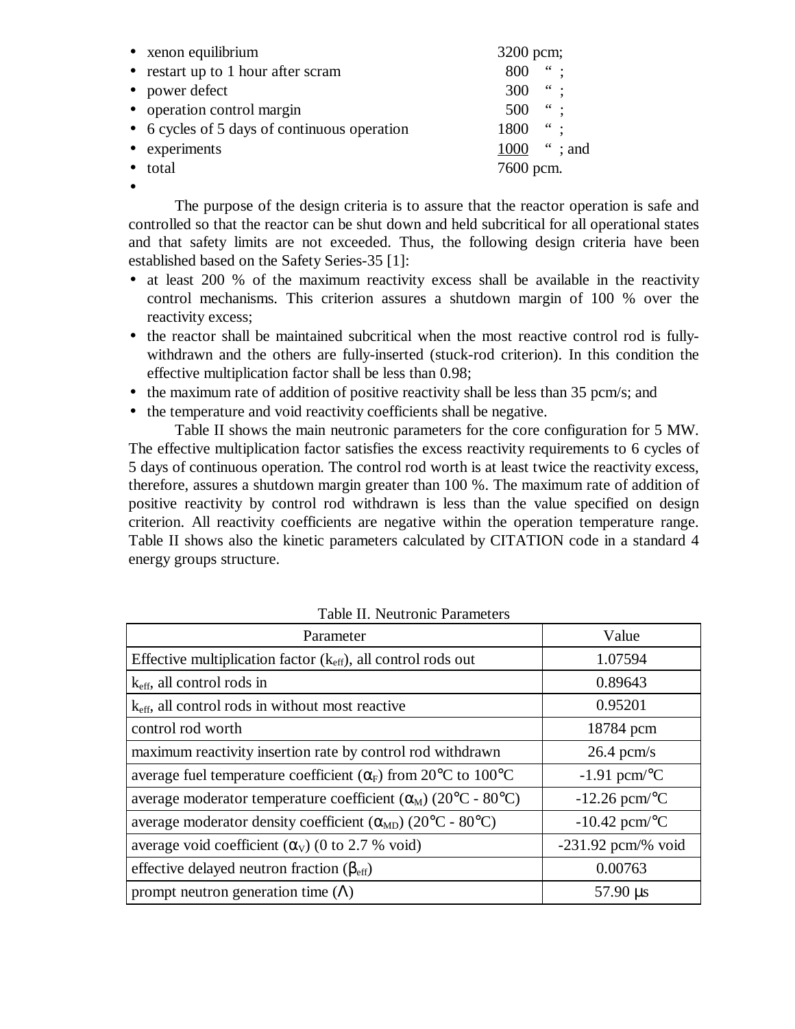- xenon equilibrium 3200 pcm;
- restart up to 1 hour after scram 800 " ;
- power defect 300 " ;
- operation control margin 500 " ;
- 6 cycles of 5 days of continuous operation 1800 " ;
- experiments 1000 " ; and
- total 7600 pcm.

The purpose of the design criteria is to assure that the reactor operation is safe and controlled so that the reactor can be shut down and held subcritical for all operational states and that safety limits are not exceeded. Thus, the following design criteria have been established based on the Safety Series-35 [1]:

- at least 200 % of the maximum reactivity excess shall be available in the reactivity control mechanisms. This criterion assures a shutdown margin of 100 % over the reactivity excess;
- the reactor shall be maintained subcritical when the most reactive control rod is fully-withdrawn and the others are fully-inserted (stuck-rod criterion). In this condition the effective multiplication factor shall be less than 0.98;
- the maximum rate of addition of positive reactivity shall be less than 35 pcm/s; and
- the temperature and void reactivity coefficients shall be negative.

Table II shows the main neutronic parameters for the core configuration for 5 MW. The effective multiplication factor satisfies the excess reactivity requirements to 6 cycles of 5 days of continuous operation. The control rod worth is at least twice the reactivity excess, therefore, assures a shutdown margin greater than 100 %. The maximum rate of addition of positive reactivity by control rod withdrawn is less than the value specified on design criterion. All reactivity coefficients are negative within the operation temperature range. Table II shows also the kinetic parameters calculated by CITATION code in a standard 4 energy groups structure.

Table II. Neutronic Parameters

| Parameter | Value |
|---|---|
| Effective multiplication factor ($k_{eff}$), all control rods out | 1.07594 |
| $k_{eff}$, all control rods in | 0.89643 |
| $k_{eff}$, all control rods in without most reactive | 0.95201 |
| control rod worth | 18784 pcm |
| maximum reactivity insertion rate by control rod withdrawn | 26.4 pcm/s |
| average fuel temperature coefficient ($\alpha_F$) from 20°C to 100°C | -1.91 pcm/°C |
| average moderator temperature coefficient ($\alpha_M$) (20°C - 80°C) | -12.26 pcm/°C |
| average moderator density coefficient ($\alpha_{MD}$) (20°C - 80°C) | -10.42 pcm/°C |
| average void coefficient ($\alpha_V$) (0 to 2.7 % void) | -231.92 pcm/% void |
| effective delayed neutron fraction ($\beta_{eff}$) | 0.00763 |
| prompt neutron generation time ($\Lambda$) | 57.90 μs |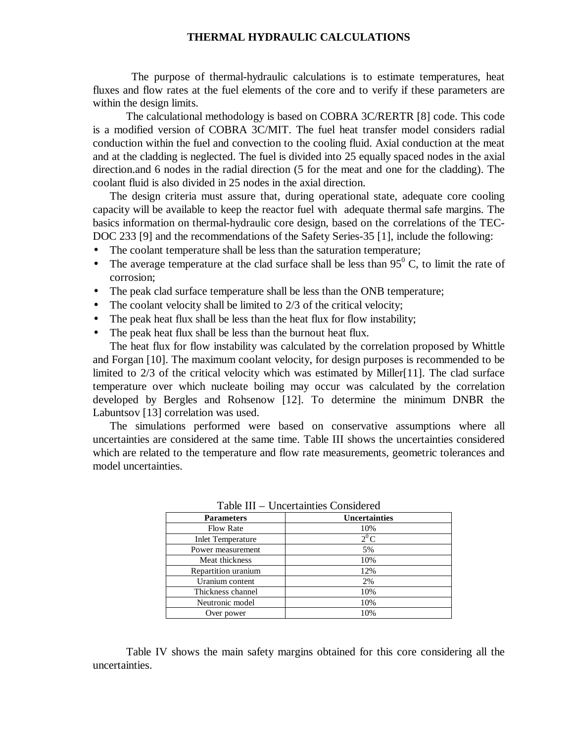## THERMAL HYDRAULIC CALCULATIONS

The purpose of thermal-hydraulic calculations is to estimate temperatures, heat fluxes and flow rates at the fuel elements of the core and to verify if these parameters are within the design limits.

The calculational methodology is based on COBRA 3C/RERTR [8] code. This code is a modified version of COBRA 3C/MIT. The fuel heat transfer model considers radial conduction within the fuel and convection to the cooling fluid. Axial conduction at the meat and at the cladding is neglected. The fuel is divided into 25 equally spaced nodes in the axial direction.and 6 nodes in the radial direction (5 for the meat and one for the cladding). The coolant fluid is also divided in 25 nodes in the axial direction.

The design criteria must assure that, during operational state, adequate core cooling capacity will be available to keep the reactor fuel with adequate thermal safe margins. The basics information on thermal-hydraulic core design, based on the correlations of the TEC-DOC 233 [9] and the recommendations of the Safety Series-35 [1], include the following:

- The coolant temperature shall be less than the saturation temperature;
- The average temperature at the clad surface shall be less than $95^0$ C, to limit the rate of corrosion;
- The peak clad surface temperature shall be less than the ONB temperature;
- The coolant velocity shall be limited to 2/3 of the critical velocity;
- The peak heat flux shall be less than the heat flux for flow instability;
- The peak heat flux shall be less than the burnout heat flux.

The heat flux for flow instability was calculated by the correlation proposed by Whittle and Forgan [10]. The maximum coolant velocity, for design purposes is recommended to be limited to 2/3 of the critical velocity which was estimated by Miller[11]. The clad surface temperature over which nucleate boiling may occur was calculated by the correlation developed by Bergles and Rohsenow [12]. To determine the minimum DNBR the Labuntsov [13] correlation was used.

The simulations performed were based on conservative assumptions where all uncertainties are considered at the same time. Table III shows the uncertainties considered which are related to the temperature and flow rate measurements, geometric tolerances and model uncertainties.

Table III – Uncertainties Considered

| Parameters | Uncertainties |
|---|---|
| Flow Rate | 10% |
| Inlet Temperature | $2^0$C |
| Power measurement | 5% |
| Meat thickness | 10% |
| Repartition uranium | 12% |
| Uranium content | 2% |
| Thickness channel | 10% |
| Neutronic model | 10% |
| Over power | 10% |

Table IV shows the main safety margins obtained for this core considering all the uncertainties.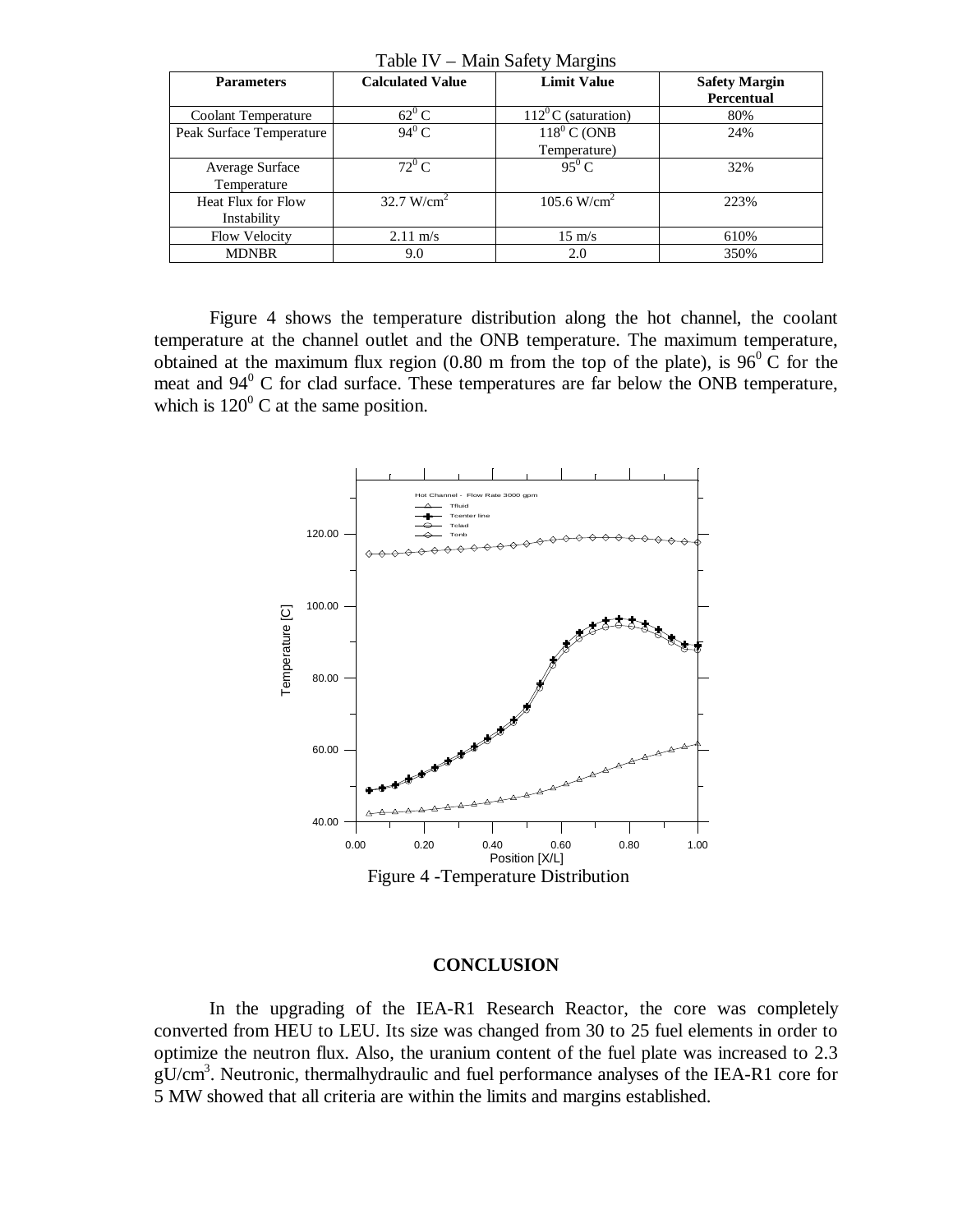Table IV – Main Safety Margins

| Parameters | Calculated Value | Limit Value | Safety Margin Percentual |
|---|---|---|---|
| Coolant Temperature | $62^0$ C | $112^0$ C (saturation) | 80% |
| Peak Surface Temperature | $94^0$ C | $118^0$ C (ONB Temperature) | 24% |
| Average Surface Temperature | $72^0$ C | $95^0$ C | 32% |
| Heat Flux for Flow Instability | 32.7 W/cm$^2$ | 105.6 W/cm$^2$ | 223% |
| Flow Velocity | 2.11 m/s | 15 m/s | 610% |
| MDNBR | 9.0 | 2.0 | 350% |

Figure 4 shows the temperature distribution along the hot channel, the coolant temperature at the channel outlet and the ONB temperature. The maximum temperature, obtained at the maximum flux region (0.80 m from the top of the plate), is $96^0$ C for the meat and $94^0$ C for clad surface. These temperatures are far below the ONB temperature, which is $120^0$ C at the same position.

Figure 4 -Temperature Distribution

## CONCLUSION

In the upgrading of the IEA-R1 Research Reactor, the core was completely converted from HEU to LEU. Its size was changed from 30 to 25 fuel elements in order to optimize the neutron flux. Also, the uranium content of the fuel plate was increased to 2.3 gU/cm$^3$. Neutronic, thermalhydraulic and fuel performance analyses of the IEA-R1 core for 5 MW showed that all criteria are within the limits and margins established.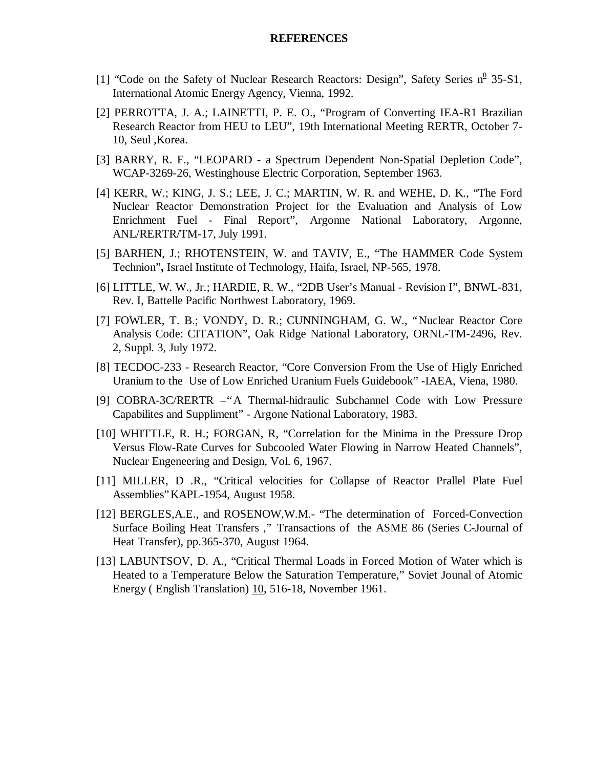# REFERENCES

[1] "Code on the Safety of Nuclear Research Reactors: Design", Safety Series n$^{0}$ 35-S1, International Atomic Energy Agency, Vienna, 1992.

[2] PERROTTA, J. A.; LAINETTI, P. E. O., "Program of Converting IEA-R1 Brazilian Research Reactor from HEU to LEU", 19th International Meeting RERTR, October 7-10, Seul ,Korea.

[3] BARRY, R. F., "LEOPARD - a Spectrum Dependent Non-Spatial Depletion Code", WCAP-3269-26, Westinghouse Electric Corporation, September 1963.

[4] KERR, W.; KING, J. S.; LEE, J. C.; MARTIN, W. R. and WEHE, D. K., "The Ford Nuclear Reactor Demonstration Project for the Evaluation and Analysis of Low Enrichment Fuel - Final Report", Argonne National Laboratory, Argonne, ANL/RERTR/TM-17, July 1991.

[5] BARHEN, J.; RHOTENSTEIN, W. and TAVIV, E., "The HAMMER Code System Technion"**,** Israel Institute of Technology, Haifa, Israel, NP-565, 1978.

[6] LITTLE, W. W., Jr.; HARDIE, R. W., "2DB User's Manual - Revision I", BNWL-831, Rev. I, Battelle Pacific Northwest Laboratory, 1969.

[7] FOWLER, T. B.; VONDY, D. R.; CUNNINGHAM, G. W., "Nuclear Reactor Core Analysis Code: CITATION", Oak Ridge National Laboratory, ORNL-TM-2496, Rev. 2, Suppl. 3, July 1972.

[8] TECDOC-233 - Research Reactor, "Core Conversion From the Use of Higly Enriched Uranium to the Use of Low Enriched Uranium Fuels Guidebook" -IAEA, Viena, 1980.

[9] COBRA-3C/RERTR –"A Thermal-hidraulic Subchannel Code with Low Pressure Capabilites and Suppliment" - Argone National Laboratory, 1983.

[10] WHITTLE, R. H.; FORGAN, R, "Correlation for the Minima in the Pressure Drop Versus Flow-Rate Curves for Subcooled Water Flowing in Narrow Heated Channels", Nuclear Engeneering and Design, Vol. 6, 1967.

[11] MILLER, D .R., "Critical velocities for Collapse of Reactor Prallel Plate Fuel Assemblies" KAPL-1954, August 1958.

[12] BERGLES,A.E., and ROSENOW,W.M.- "The determination of Forced-Convection Surface Boiling Heat Transfers ," Transactions of the ASME 86 (Series C-Journal of Heat Transfer), pp.365-370, August 1964.

[13] LABUNTSOV, D. A., "Critical Thermal Loads in Forced Motion of Water which is Heated to a Temperature Below the Saturation Temperature," Soviet Jounal of Atomic Energy ( English Translation) 10, 516-18, November 1961.